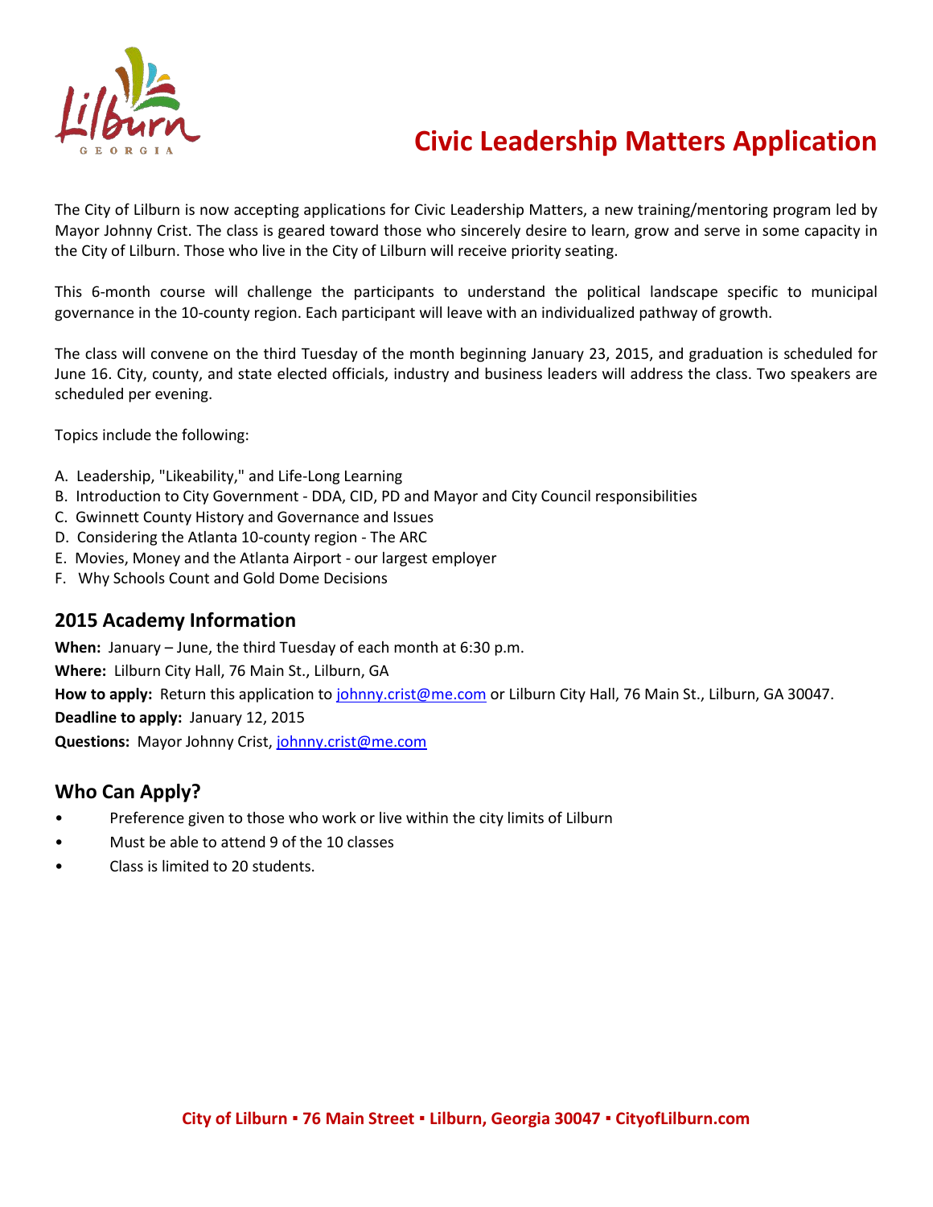# Civic Leadership Matters Application

The City of Lilburn is now accepting applications for Civic Leadership Matters, a new training/mentoring program led by Mayor Johnny Crist. The class is geared toward those who sincerely desire to learn, grow and serve in some capacity in the City of Lilburn. Those who live in the City of Lilburn will receive priority seating.

This 6-month course will challenge the participants to understand the political landscape specific to municipal governance in the 10-county region. Each participant will leave with an individualized pathway of growth.

The class will convene on the third Tuesday of the month beginning January 23, 2015, and graduation is scheduled for June 16. City, county, and state elected officials, industry and business leaders will address the class. Two speakers are scheduled per evening.

Topics include the following:

A. Leadership, "Likeability," and Life-Long Learning
B. Introduction to City Government - DDA, CID, PD and Mayor and City Council responsibilities
C. Gwinnett County History and Governance and Issues
D. Considering the Atlanta 10-county region - The ARC
E. Movies, Money and the Atlanta Airport - our largest employer
F. Why Schools Count and Gold Dome Decisions

## 2015 Academy Information

**When:** January – June, the third Tuesday of each month at 6:30 p.m.

**Where:** Lilburn City Hall, 76 Main St., Lilburn, GA

**How to apply:** Return this application to johnny.crist@me.com or Lilburn City Hall, 76 Main St., Lilburn, GA 30047.

**Deadline to apply:** January 12, 2015

**Questions:** Mayor Johnny Crist, johnny.crist@me.com

## Who Can Apply?

- Preference given to those who work or live within the city limits of Lilburn
- Must be able to attend 9 of the 10 classes
- Class is limited to 20 students.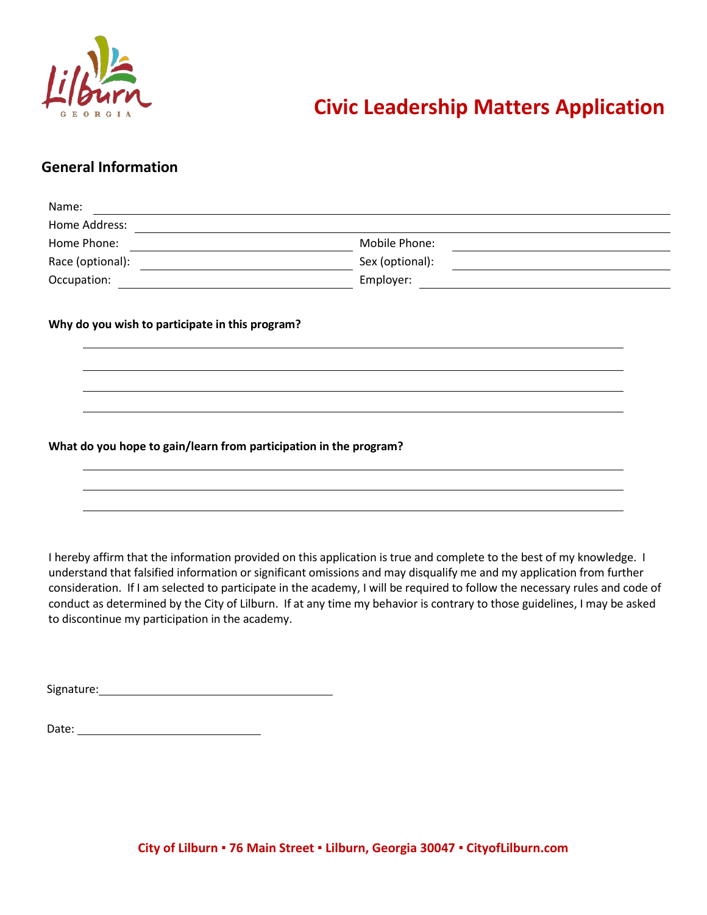# Civic Leadership Matters Application

## General Information

Name: \_\_\_\_\_\_\_\_\_\_\_\_\_\_\_\_\_\_\_\_\_\_\_\_\_\_\_\_\_\_

Home Address: \_\_\_\_\_\_\_\_\_\_\_\_\_\_\_\_\_\_\_\_\_\_\_\_\_\_\_\_\_\_

Home Phone: \_\_\_\_\_\_\_\_\_\_\_\_\_\_\_\_ Mobile Phone: \_\_\_\_\_\_\_\_\_\_\_\_\_\_\_\_

Race (optional): \_\_\_\_\_\_\_\_\_\_\_\_\_\_\_\_ Sex (optional): \_\_\_\_\_\_\_\_\_\_\_\_\_\_\_\_

Occupation: \_\_\_\_\_\_\_\_\_\_\_\_\_\_\_\_ Employer: \_\_\_\_\_\_\_\_\_\_\_\_\_\_\_\_

**Why do you wish to participate in this program?**

\_\_\_\_\_\_\_\_\_\_\_\_\_\_\_\_\_\_\_\_\_\_\_\_\_\_\_\_\_\_

\_\_\_\_\_\_\_\_\_\_\_\_\_\_\_\_\_\_\_\_\_\_\_\_\_\_\_\_\_\_

\_\_\_\_\_\_\_\_\_\_\_\_\_\_\_\_\_\_\_\_\_\_\_\_\_\_\_\_\_\_

\_\_\_\_\_\_\_\_\_\_\_\_\_\_\_\_\_\_\_\_\_\_\_\_\_\_\_\_\_\_

**What do you hope to gain/learn from participation in the program?**

\_\_\_\_\_\_\_\_\_\_\_\_\_\_\_\_\_\_\_\_\_\_\_\_\_\_\_\_\_\_

\_\_\_\_\_\_\_\_\_\_\_\_\_\_\_\_\_\_\_\_\_\_\_\_\_\_\_\_\_\_

\_\_\_\_\_\_\_\_\_\_\_\_\_\_\_\_\_\_\_\_\_\_\_\_\_\_\_\_\_\_

I hereby affirm that the information provided on this application is true and complete to the best of my knowledge. I understand that falsified information or significant omissions and may disqualify me and my application from further consideration. If I am selected to participate in the academy, I will be required to follow the necessary rules and code of conduct as determined by the City of Lilburn. If at any time my behavior is contrary to those guidelines, I may be asked to discontinue my participation in the academy.

Signature: \_\_\_\_\_\_\_\_\_\_\_\_\_\_\_\_\_\_\_\_\_\_\_\_

Date: \_\_\_\_\_\_\_\_\_\_\_\_\_\_\_\_

**City of Lilburn ▪ 76 Main Street ▪ Lilburn, Georgia 30047 ▪ CityofLilburn.com**